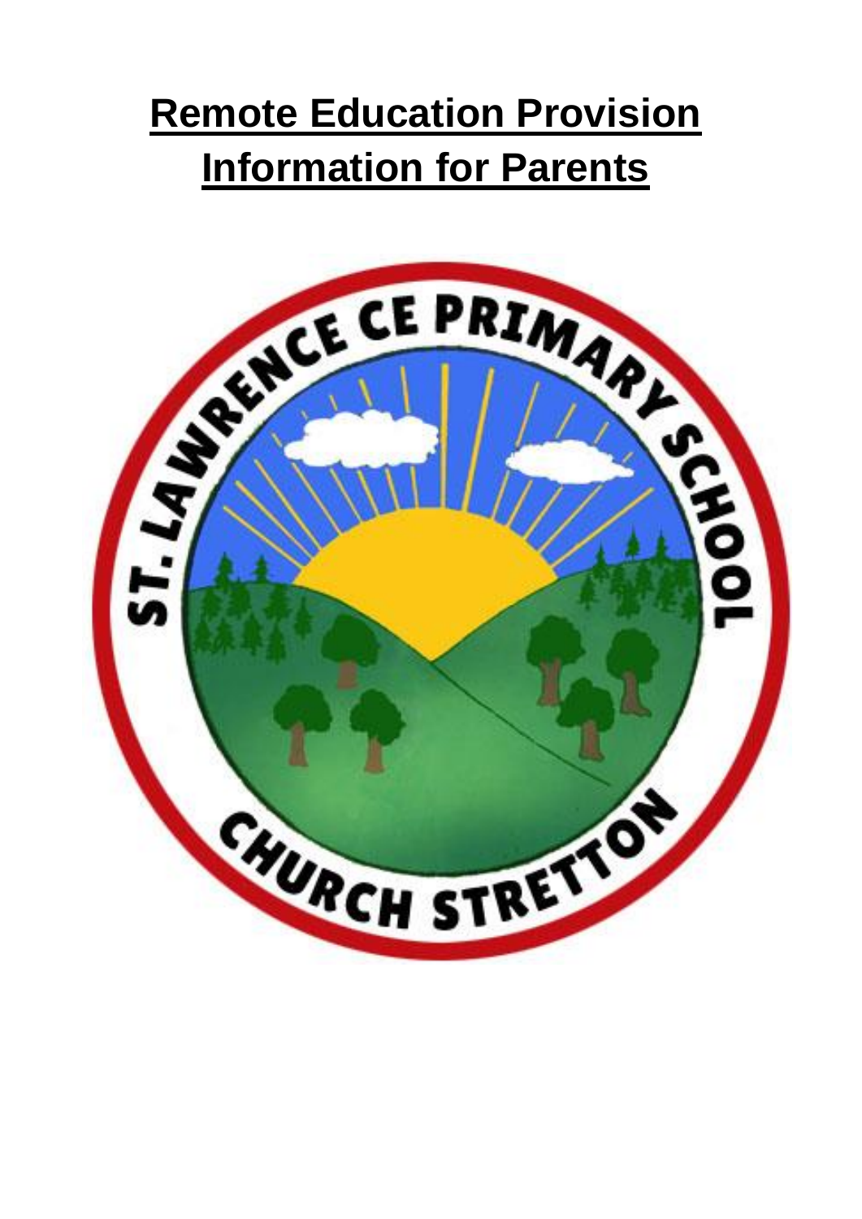# Remote Education Provision Information for Parents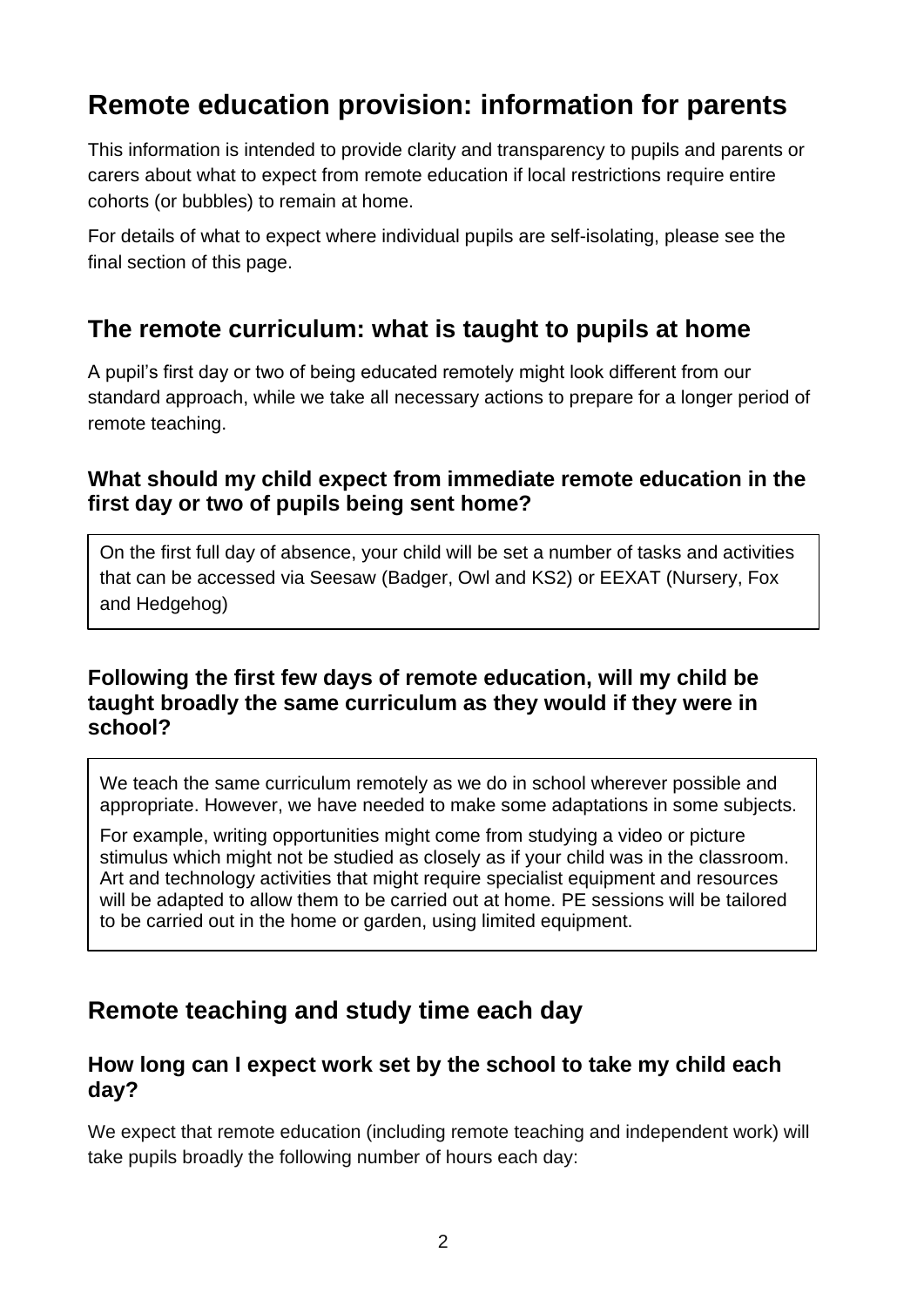# Remote education provision: information for parents

This information is intended to provide clarity and transparency to pupils and parents or carers about what to expect from remote education if local restrictions require entire cohorts (or bubbles) to remain at home.

For details of what to expect where individual pupils are self-isolating, please see the final section of this page.

## The remote curriculum: what is taught to pupils at home

A pupil's first day or two of being educated remotely might look different from our standard approach, while we take all necessary actions to prepare for a longer period of remote teaching.

### What should my child expect from immediate remote education in the first day or two of pupils being sent home?

On the first full day of absence, your child will be set a number of tasks and activities that can be accessed via Seesaw (Badger, Owl and KS2) or EEXAT (Nursery, Fox and Hedgehog)

### Following the first few days of remote education, will my child be taught broadly the same curriculum as they would if they were in school?

We teach the same curriculum remotely as we do in school wherever possible and appropriate. However, we have needed to make some adaptations in some subjects.

For example, writing opportunities might come from studying a video or picture stimulus which might not be studied as closely as if your child was in the classroom. Art and technology activities that might require specialist equipment and resources will be adapted to allow them to be carried out at home. PE sessions will be tailored to be carried out in the home or garden, using limited equipment.

## Remote teaching and study time each day

### How long can I expect work set by the school to take my child each day?

We expect that remote education (including remote teaching and independent work) will take pupils broadly the following number of hours each day: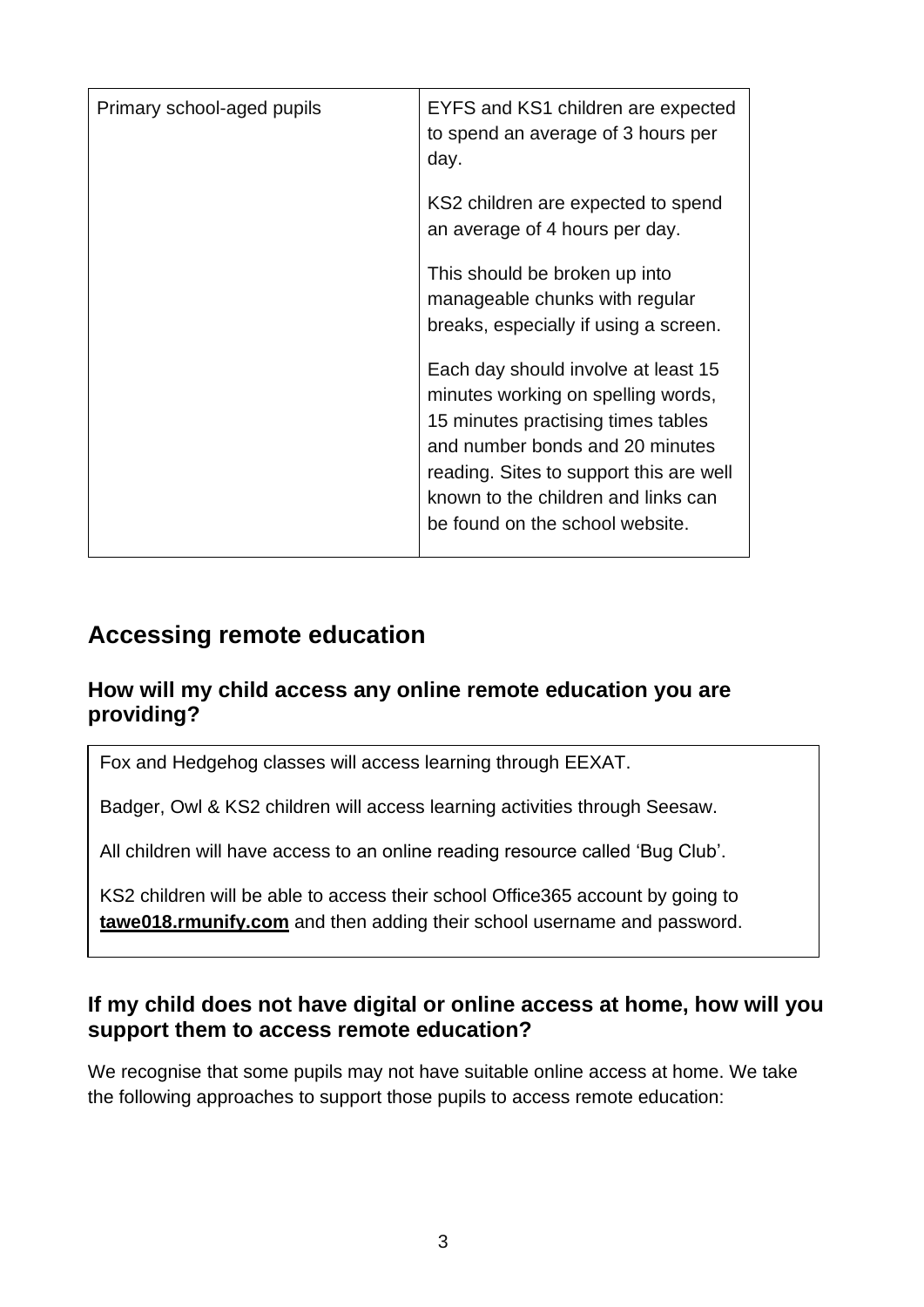| Primary school-aged pupils | EYFS and KS1 children are expected to spend an average of 3 hours per day.<br><br>KS2 children are expected to spend an average of 4 hours per day.<br><br>This should be broken up into manageable chunks with regular breaks, especially if using a screen.<br><br>Each day should involve at least 15 minutes working on spelling words, 15 minutes practising times tables and number bonds and 20 minutes reading. Sites to support this are well known to the children and links can be found on the school website. |
|---|---|

## Accessing remote education

### How will my child access any online remote education you are providing?

Fox and Hedgehog classes will access learning through EEXAT.

Badger, Owl & KS2 children will access learning activities through Seesaw.

All children will have access to an online reading resource called 'Bug Club'.

KS2 children will be able to access their school Office365 account by going to **tawe018.rmunify.com** and then adding their school username and password.

### If my child does not have digital or online access at home, how will you support them to access remote education?

We recognise that some pupils may not have suitable online access at home. We take the following approaches to support those pupils to access remote education: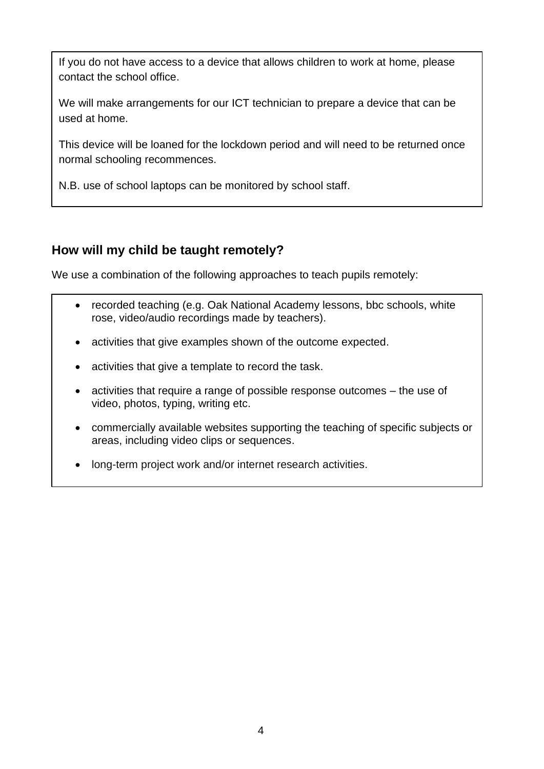If you do not have access to a device that allows children to work at home, please contact the school office.

We will make arrangements for our ICT technician to prepare a device that can be used at home.

This device will be loaned for the lockdown period and will need to be returned once normal schooling recommences.

N.B. use of school laptops can be monitored by school staff.

## How will my child be taught remotely?

We use a combination of the following approaches to teach pupils remotely:

- recorded teaching (e.g. Oak National Academy lessons, bbc schools, white rose, video/audio recordings made by teachers).
- activities that give examples shown of the outcome expected.
- activities that give a template to record the task.
- activities that require a range of possible response outcomes – the use of video, photos, typing, writing etc.
- commercially available websites supporting the teaching of specific subjects or areas, including video clips or sequences.
- long-term project work and/or internet research activities.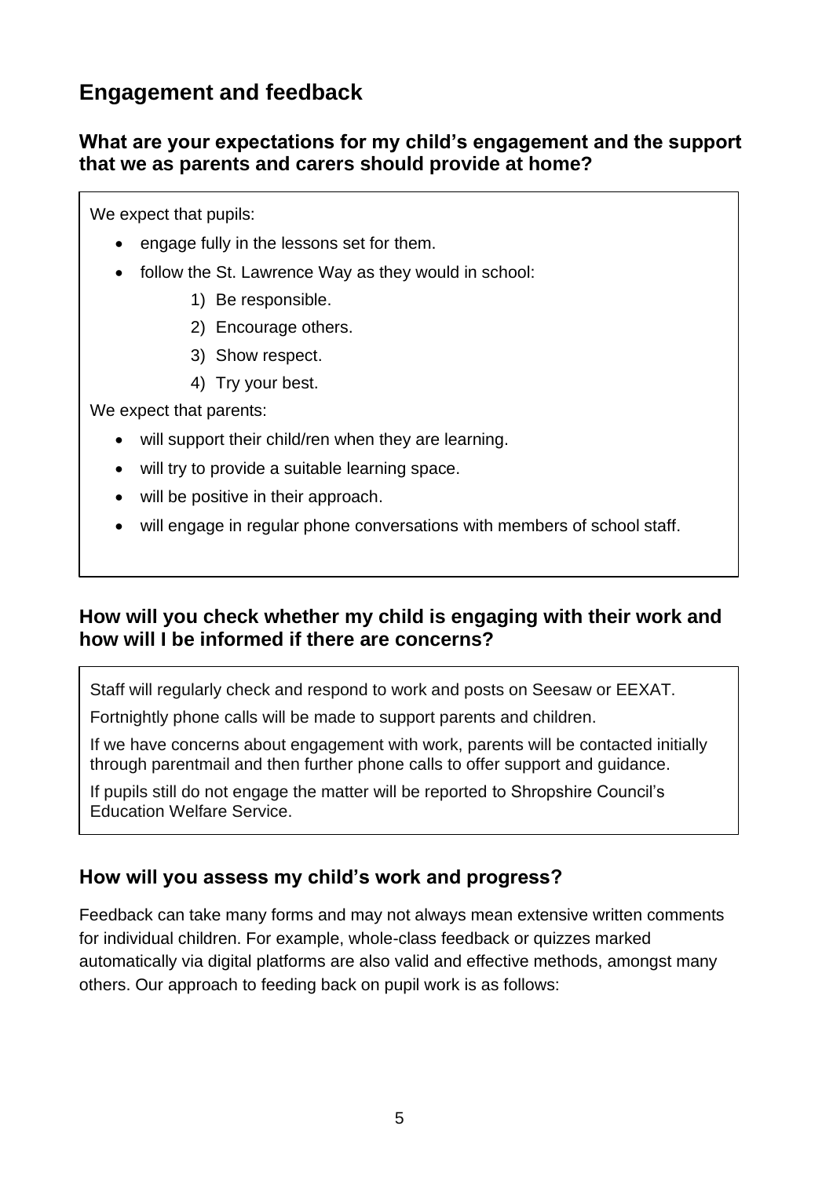## Engagement and feedback

### What are your expectations for my child's engagement and the support that we as parents and carers should provide at home?

We expect that pupils:

- engage fully in the lessons set for them.
- follow the St. Lawrence Way as they would in school:
    1) Be responsible.
    2) Encourage others.
    3) Show respect.
    4) Try your best.

We expect that parents:

- will support their child/ren when they are learning.
- will try to provide a suitable learning space.
- will be positive in their approach.
- will engage in regular phone conversations with members of school staff.

### How will you check whether my child is engaging with their work and how will I be informed if there are concerns?

Staff will regularly check and respond to work and posts on Seesaw or EEXAT.

Fortnightly phone calls will be made to support parents and children.

If we have concerns about engagement with work, parents will be contacted initially through parentmail and then further phone calls to offer support and guidance.

If pupils still do not engage the matter will be reported to Shropshire Council's Education Welfare Service.

### How will you assess my child's work and progress?

Feedback can take many forms and may not always mean extensive written comments for individual children. For example, whole-class feedback or quizzes marked automatically via digital platforms are also valid and effective methods, amongst many others. Our approach to feeding back on pupil work is as follows: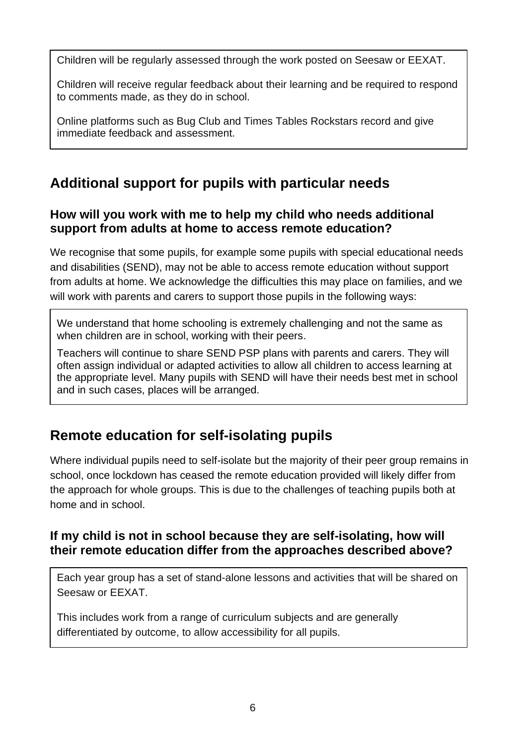Children will be regularly assessed through the work posted on Seesaw or EEXAT.

Children will receive regular feedback about their learning and be required to respond to comments made, as they do in school.

Online platforms such as Bug Club and Times Tables Rockstars record and give immediate feedback and assessment.

## Additional support for pupils with particular needs

### How will you work with me to help my child who needs additional support from adults at home to access remote education?

We recognise that some pupils, for example some pupils with special educational needs and disabilities (SEND), may not be able to access remote education without support from adults at home. We acknowledge the difficulties this may place on families, and we will work with parents and carers to support those pupils in the following ways:

We understand that home schooling is extremely challenging and not the same as when children are in school, working with their peers.

Teachers will continue to share SEND PSP plans with parents and carers. They will often assign individual or adapted activities to allow all children to access learning at the appropriate level. Many pupils with SEND will have their needs best met in school and in such cases, places will be arranged.

## Remote education for self-isolating pupils

Where individual pupils need to self-isolate but the majority of their peer group remains in school, once lockdown has ceased the remote education provided will likely differ from the approach for whole groups. This is due to the challenges of teaching pupils both at home and in school.

### If my child is not in school because they are self-isolating, how will their remote education differ from the approaches described above?

Each year group has a set of stand-alone lessons and activities that will be shared on Seesaw or EEXAT.

This includes work from a range of curriculum subjects and are generally differentiated by outcome, to allow accessibility for all pupils.